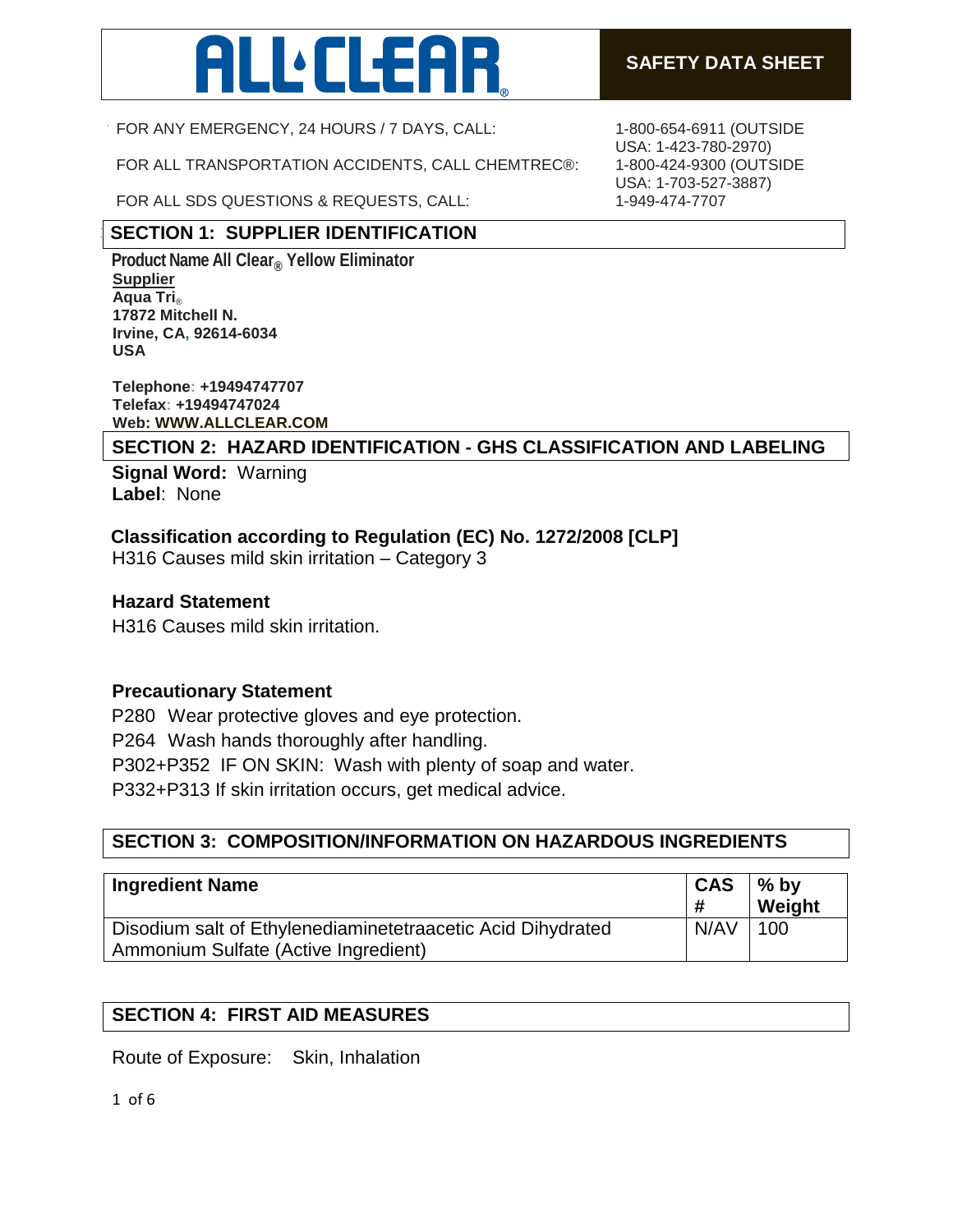# ALL CLEAR®

**SAFETY DATA SHEET**

| | |
|---|---|
| FOR ANY EMERGENCY, 24 HOURS / 7 DAYS, CALL: | 1-800-654-6911 (OUTSIDE USA: 1-423-780-2970) |
| FOR ALL TRANSPORTATION ACCIDENTS, CALL CHEMTREC®: | 1-800-424-9300 (OUTSIDE USA: 1-703-527-3887) |
| FOR ALL SDS QUESTIONS & REQUESTS, CALL: | 1-949-474-7707 |

## SECTION 1: SUPPLIER IDENTIFICATION

**Product Name All Clear® Yellow Eliminator**

**Supplier**
**Aqua Tri®**
**17872 Mitchell N.**
**Irvine, CA, 92614-6034**
**USA**

**Telephone: +19494747707**
**Telefax: +19494747024**
**Web: WWW.ALLCLEAR.COM**

## SECTION 2: HAZARD IDENTIFICATION - GHS CLASSIFICATION AND LABELING

**Signal Word:** Warning
**Label**: None

### Classification according to Regulation (EC) No. 1272/2008 [CLP]

H316 Causes mild skin irritation – Category 3

### Hazard Statement

H316 Causes mild skin irritation.

### Precautionary Statement

P280 Wear protective gloves and eye protection.
P264 Wash hands thoroughly after handling.
P302+P352 IF ON SKIN: Wash with plenty of soap and water.
P332+P313 If skin irritation occurs, get medical advice.

## SECTION 3: COMPOSITION/INFORMATION ON HAZARDOUS INGREDIENTS

| Ingredient Name | CAS # | % by Weight |
|---|---|---|
| Disodium salt of Ethylenediaminetetraacetic Acid Dihydrated Ammonium Sulfate (Active Ingredient) | N/AV | 100 |

## SECTION 4: FIRST AID MEASURES

Route of Exposure: Skin, Inhalation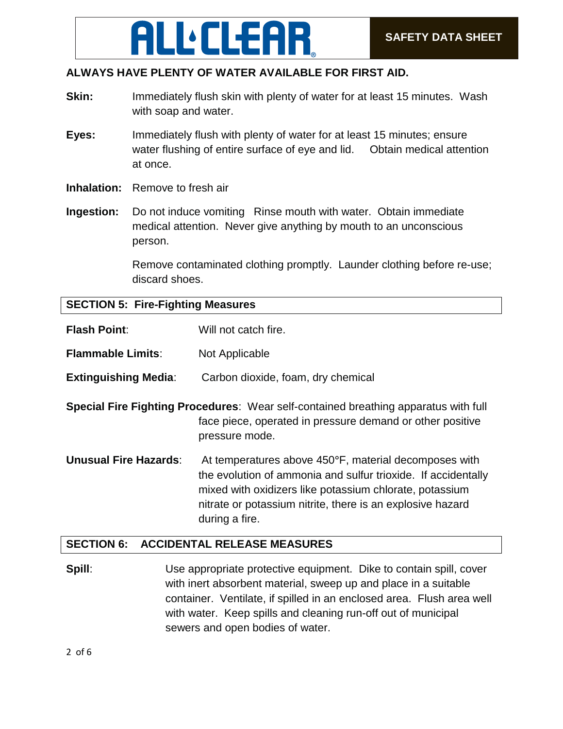**ALWAYS HAVE PLENTY OF WATER AVAILABLE FOR FIRST AID.**

**Skin:** Immediately flush skin with plenty of water for at least 15 minutes. Wash with soap and water.

**Eyes:** Immediately flush with plenty of water for at least 15 minutes; ensure water flushing of entire surface of eye and lid. Obtain medical attention at once.

**Inhalation:** Remove to fresh air

**Ingestion:** Do not induce vomiting Rinse mouth with water. Obtain immediate medical attention. Never give anything by mouth to an unconscious person.

Remove contaminated clothing promptly. Launder clothing before re-use; discard shoes.

## SECTION 5: Fire-Fighting Measures

**Flash Point**: Will not catch fire.

**Flammable Limits**: Not Applicable

**Extinguishing Media**: Carbon dioxide, foam, dry chemical

**Special Fire Fighting Procedures**: Wear self-contained breathing apparatus with full face piece, operated in pressure demand or other positive pressure mode.

**Unusual Fire Hazards**: At temperatures above 450°F, material decomposes with the evolution of ammonia and sulfur trioxide. If accidentally mixed with oxidizers like potassium chlorate, potassium nitrate or potassium nitrite, there is an explosive hazard during a fire.

## SECTION 6: ACCIDENTAL RELEASE MEASURES

**Spill**: Use appropriate protective equipment. Dike to contain spill, cover with inert absorbent material, sweep up and place in a suitable container. Ventilate, if spilled in an enclosed area. Flush area well with water. Keep spills and cleaning run-off out of municipal sewers and open bodies of water.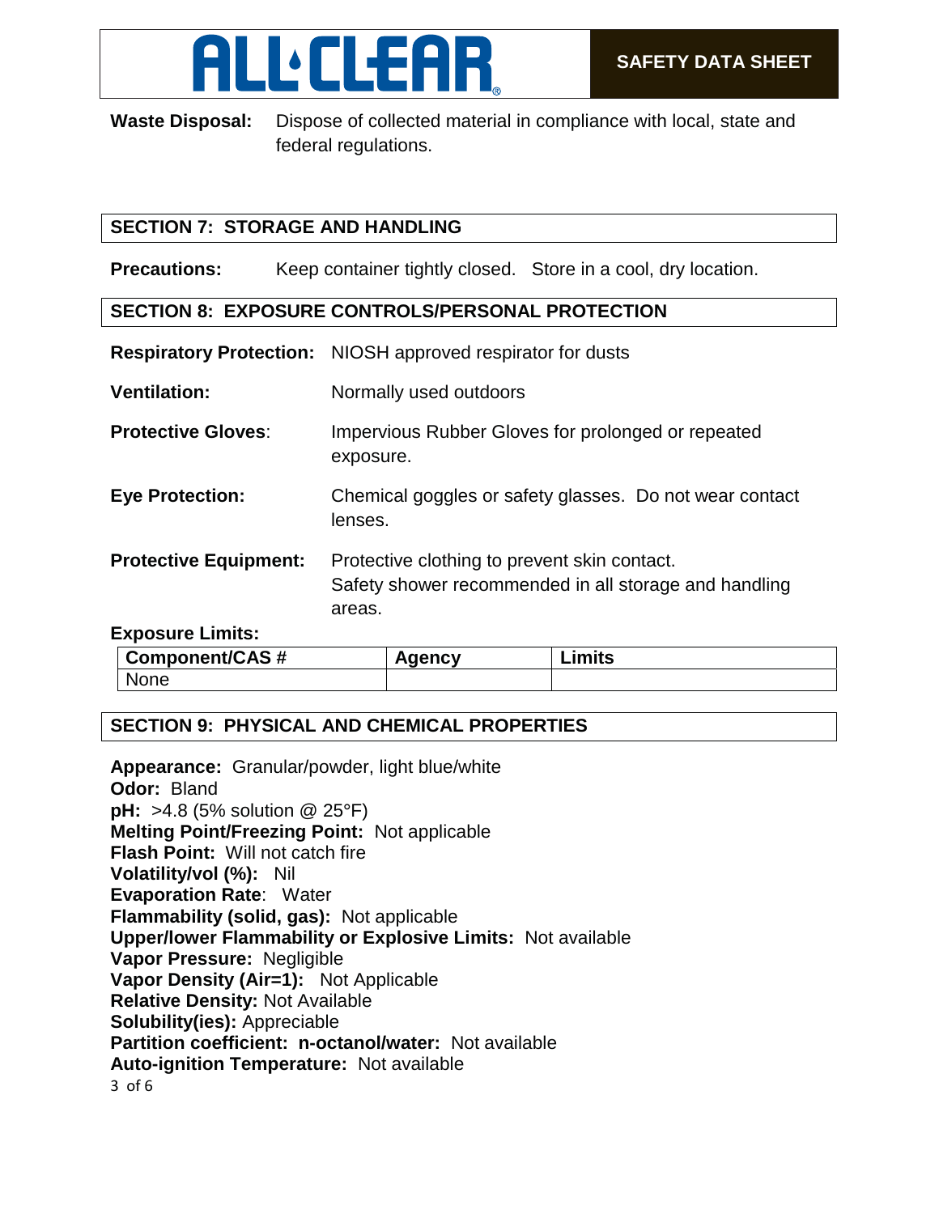**Waste Disposal:** Dispose of collected material in compliance with local, state and federal regulations.

## SECTION 7: STORAGE AND HANDLING

**Precautions:** Keep container tightly closed. Store in a cool, dry location.

## SECTION 8: EXPOSURE CONTROLS/PERSONAL PROTECTION

**Respiratory Protection:** NIOSH approved respirator for dusts

**Ventilation:** Normally used outdoors

**Protective Gloves:** Impervious Rubber Gloves for prolonged or repeated exposure.

**Eye Protection:** Chemical goggles or safety glasses. Do not wear contact lenses.

**Protective Equipment:** Protective clothing to prevent skin contact. Safety shower recommended in all storage and handling areas.

**Exposure Limits:**

| Component/CAS # | Agency | Limits |
|---|---|---|
| None | | |

## SECTION 9: PHYSICAL AND CHEMICAL PROPERTIES

**Appearance:** Granular/powder, light blue/white
**Odor:** Bland
**pH:** >4.8 (5% solution @ 25°F)
**Melting Point/Freezing Point:** Not applicable
**Flash Point:** Will not catch fire
**Volatility/vol (%):** Nil
**Evaporation Rate**: Water
**Flammability (solid, gas):** Not applicable
**Upper/lower Flammability or Explosive Limits:** Not available
**Vapor Pressure:** Negligible
**Vapor Density (Air=1):** Not Applicable
**Relative Density:** Not Available
**Solubility(ies):** Appreciable
**Partition coefficient: n-octanol/water:** Not available
**Auto-ignition Temperature:** Not available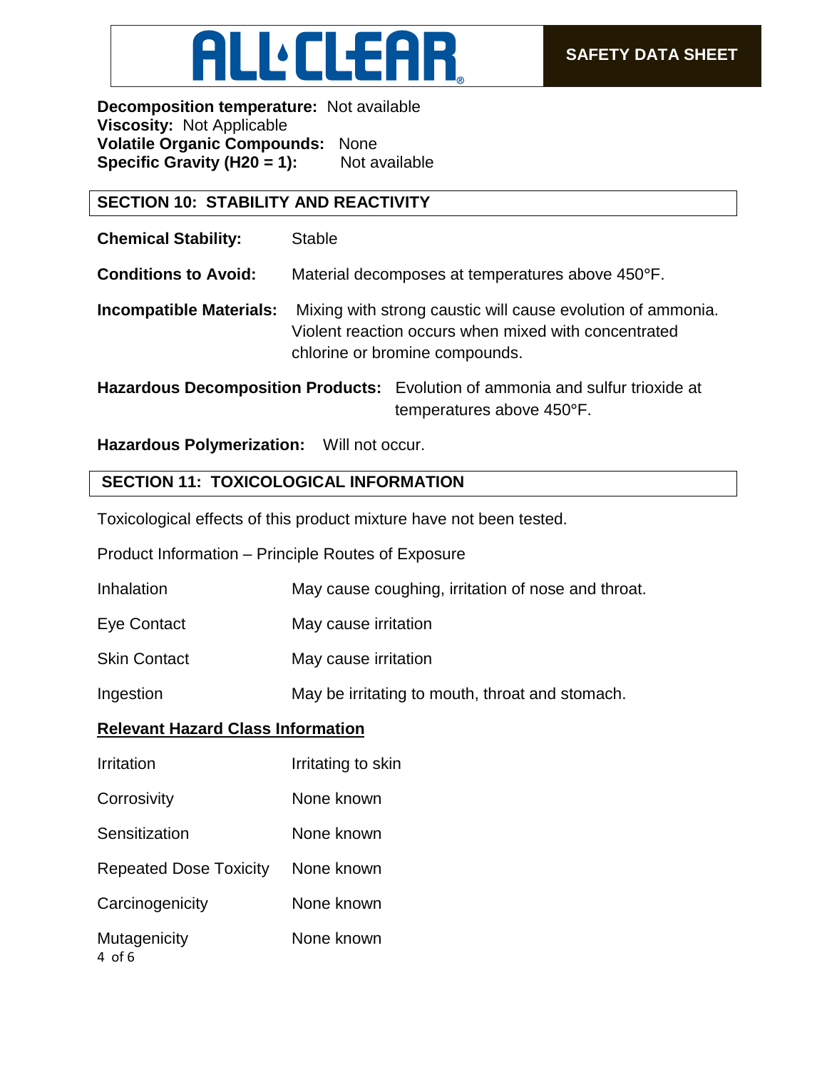**Decomposition temperature:** Not available
**Viscosity:** Not Applicable
**Volatile Organic Compounds:** None
**Specific Gravity ($H_2O$ = 1):** Not available

## SECTION 10: STABILITY AND REACTIVITY

**Chemical Stability:** Stable

**Conditions to Avoid:** Material decomposes at temperatures above 450°F.

**Incompatible Materials:** Mixing with strong caustic will cause evolution of ammonia. Violent reaction occurs when mixed with concentrated chlorine or bromine compounds.

**Hazardous Decomposition Products:** Evolution of ammonia and sulfur trioxide at temperatures above 450°F.

**Hazardous Polymerization:** Will not occur.

## SECTION 11: TOXICOLOGICAL INFORMATION

Toxicological effects of this product mixture have not been tested.

Product Information – Principle Routes of Exposure

| | |
|---|---|
| Inhalation | May cause coughing, irritation of nose and throat. |
| Eye Contact | May cause irritation |
| Skin Contact | May cause irritation |
| Ingestion | May be irritating to mouth, throat and stomach. |

**Relevant Hazard Class Information**

| | |
|---|---|
| Irritation | Irritating to skin |
| Corrosivity | None known |
| Sensitization | None known |
| Repeated Dose Toxicity | None known |
| Carcinogenicity | None known |
| Mutagenicity | None known |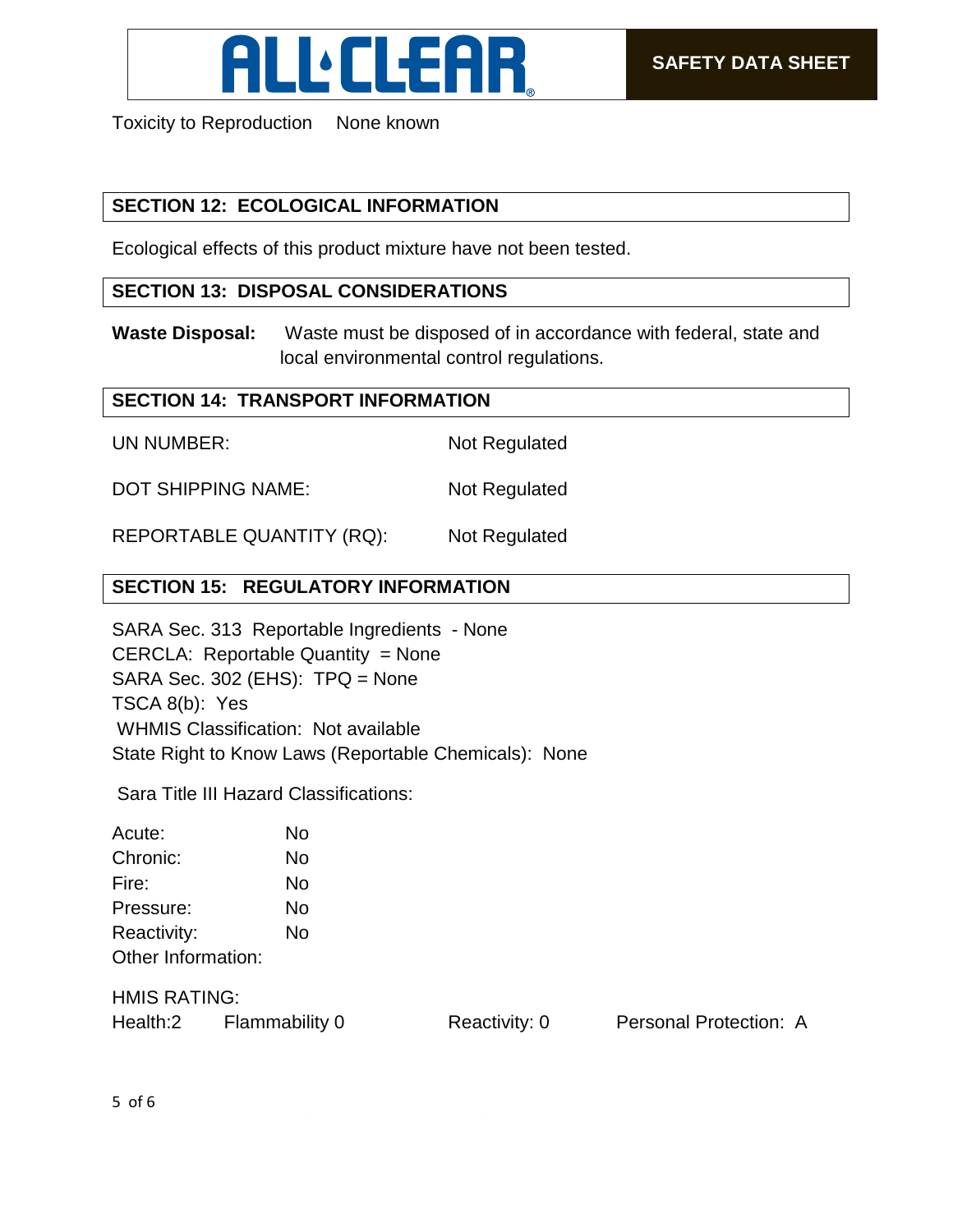Toxicity to Reproduction None known

## SECTION 12: ECOLOGICAL INFORMATION

Ecological effects of this product mixture have not been tested.

## SECTION 13: DISPOSAL CONSIDERATIONS

**Waste Disposal:** Waste must be disposed of in accordance with federal, state and local environmental control regulations.

## SECTION 14: TRANSPORT INFORMATION

| | |
|---|---|
| UN NUMBER: | Not Regulated |
| DOT SHIPPING NAME: | Not Regulated |
| REPORTABLE QUANTITY (RQ): | Not Regulated |

## SECTION 15: REGULATORY INFORMATION

SARA Sec. 313 Reportable Ingredients - None
CERCLA: Reportable Quantity = None
SARA Sec. 302 (EHS): TPQ = None
TSCA 8(b): Yes
WHMIS Classification: Not available
State Right to Know Laws (Reportable Chemicals): None

Sara Title III Hazard Classifications:

| | |
|---|---|
| Acute: | No |
| Chronic: | No |
| Fire: | No |
| Pressure: | No |
| Reactivity: | No |
| Other Information: | |

HMIS RATING:

| Health:2 | Flammability 0 | Reactivity: 0 | Personal Protection: A |
|---|---|---|---|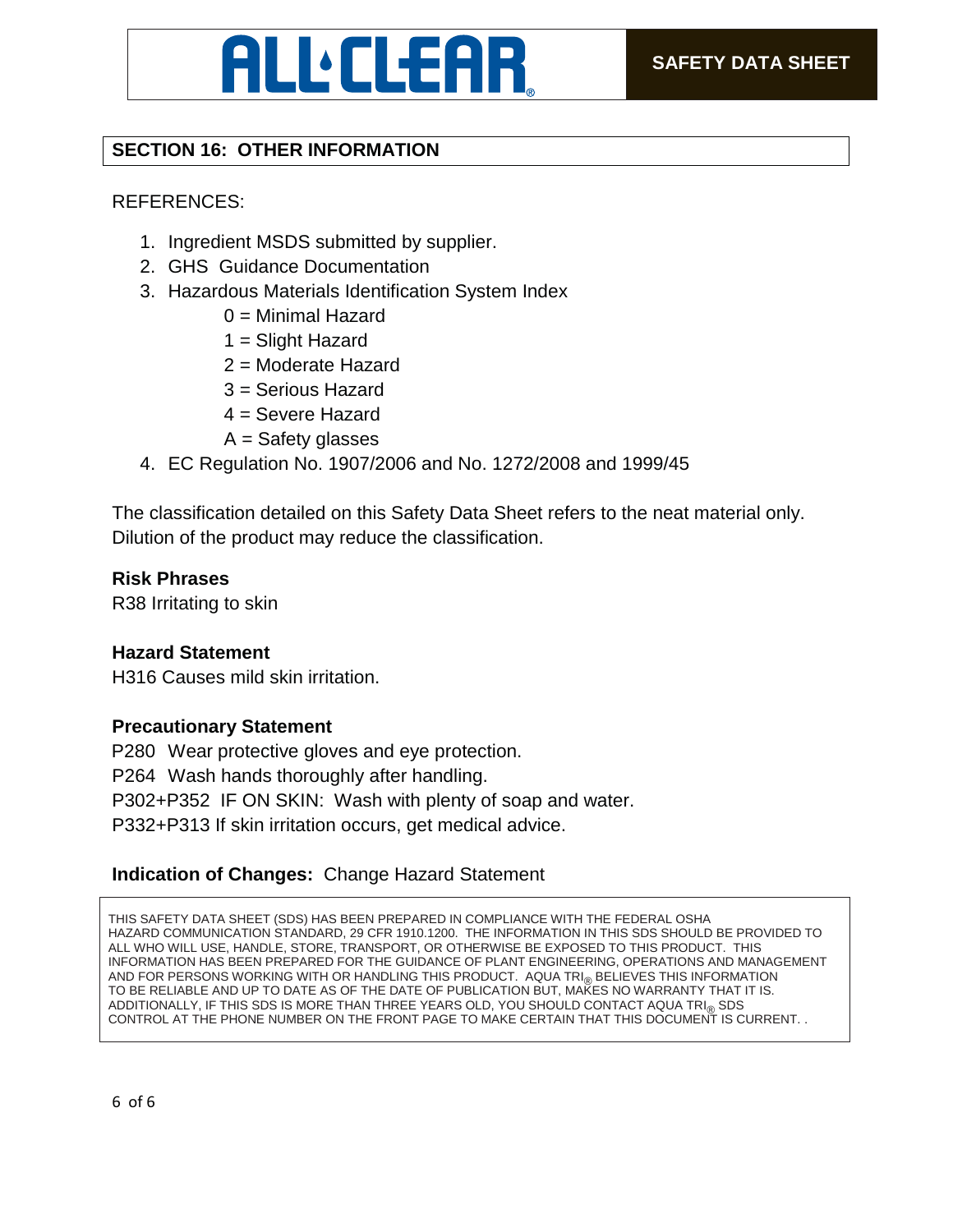## SECTION 16: OTHER INFORMATION

REFERENCES:

1. Ingredient MSDS submitted by supplier.
2. GHS Guidance Documentation
3. Hazardous Materials Identification System Index
   - 0 = Minimal Hazard
   - 1 = Slight Hazard
   - 2 = Moderate Hazard
   - 3 = Serious Hazard
   - 4 = Severe Hazard
   - A = Safety glasses
4. EC Regulation No. 1907/2006 and No. 1272/2008 and 1999/45

The classification detailed on this Safety Data Sheet refers to the neat material only. Dilution of the product may reduce the classification.

**Risk Phrases**
R38 Irritating to skin

**Hazard Statement**
H316 Causes mild skin irritation.

**Precautionary Statement**
P280 Wear protective gloves and eye protection.
P264 Wash hands thoroughly after handling.
P302+P352 IF ON SKIN: Wash with plenty of soap and water.
P332+P313 If skin irritation occurs, get medical advice.

**Indication of Changes:** Change Hazard Statement

THIS SAFETY DATA SHEET (SDS) HAS BEEN PREPARED IN COMPLIANCE WITH THE FEDERAL OSHA HAZARD COMMUNICATION STANDARD, 29 CFR 1910.1200. THE INFORMATION IN THIS SDS SHOULD BE PROVIDED TO ALL WHO WILL USE, HANDLE, STORE, TRANSPORT, OR OTHERWISE BE EXPOSED TO THIS PRODUCT. THIS INFORMATION HAS BEEN PREPARED FOR THE GUIDANCE OF PLANT ENGINEERING, OPERATIONS AND MANAGEMENT AND FOR PERSONS WORKING WITH OR HANDLING THIS PRODUCT. AQUA TRI® BELIEVES THIS INFORMATION TO BE RELIABLE AND UP TO DATE AS OF THE DATE OF PUBLICATION BUT, MAKES NO WARRANTY THAT IT IS. ADDITIONALLY, IF THIS SDS IS MORE THAN THREE YEARS OLD, YOU SHOULD CONTACT AQUA TRI® SDS CONTROL AT THE PHONE NUMBER ON THE FRONT PAGE TO MAKE CERTAIN THAT THIS DOCUMENT IS CURRENT. .